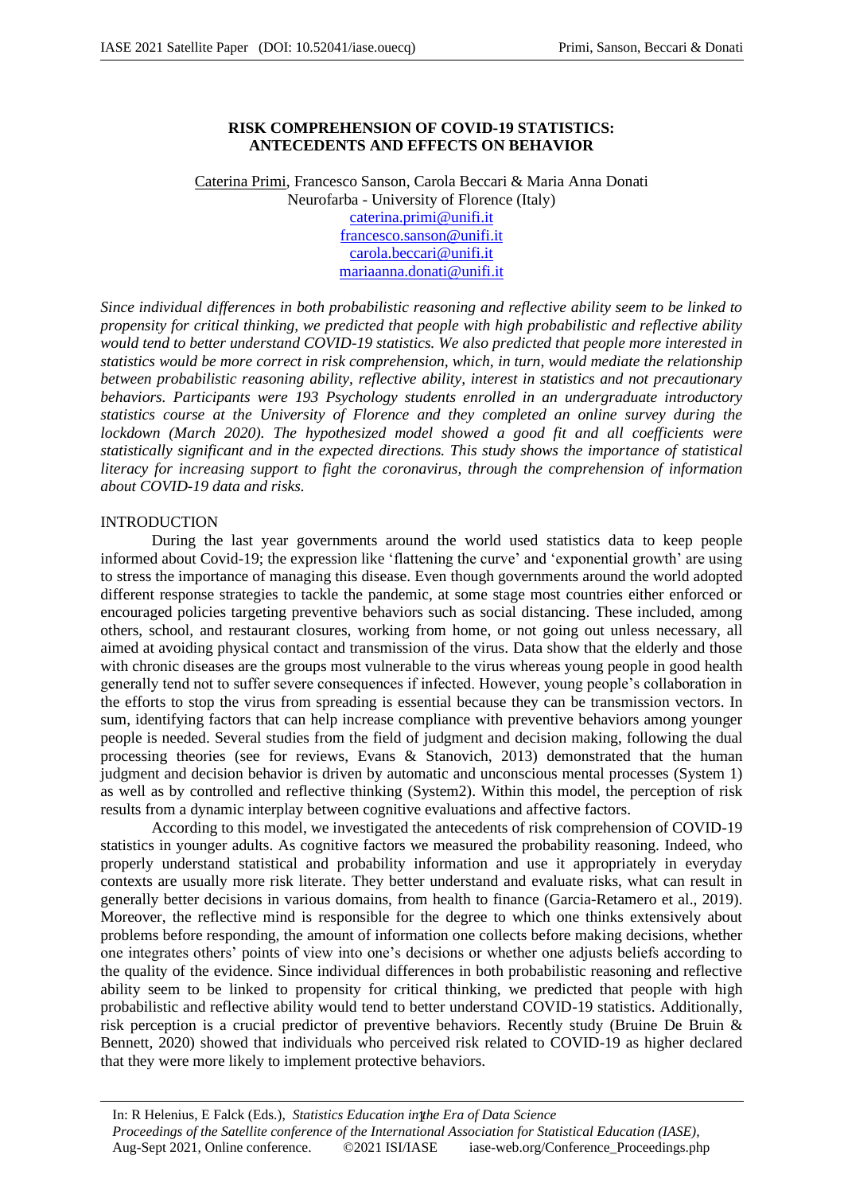# RISK COMPREHENSION OF COVID-19 STATISTICS: ANTECEDENTS AND EFFECTS ON BEHAVIOR

Caterina Primi, Francesco Sanson, Carola Beccari & Maria Anna Donati
Neurofarba - University of Florence (Italy)
caterina.primi@unifi.it
francesco.sanson@unifi.it
carola.beccari@unifi.it
mariaanna.donati@unifi.it

*Since individual differences in both probabilistic reasoning and reflective ability seem to be linked to propensity for critical thinking, we predicted that people with high probabilistic and reflective ability would tend to better understand COVID-19 statistics. We also predicted that people more interested in statistics would be more correct in risk comprehension, which, in turn, would mediate the relationship between probabilistic reasoning ability, reflective ability, interest in statistics and not precautionary behaviors. Participants were 193 Psychology students enrolled in an undergraduate introductory statistics course at the University of Florence and they completed an online survey during the lockdown (March 2020). The hypothesized model showed a good fit and all coefficients were statistically significant and in the expected directions. This study shows the importance of statistical literacy for increasing support to fight the coronavirus, through the comprehension of information about COVID-19 data and risks.*

## INTRODUCTION

During the last year governments around the world used statistics data to keep people informed about Covid-19; the expression like 'flattening the curve' and 'exponential growth' are using to stress the importance of managing this disease. Even though governments around the world adopted different response strategies to tackle the pandemic, at some stage most countries either enforced or encouraged policies targeting preventive behaviors such as social distancing. These included, among others, school, and restaurant closures, working from home, or not going out unless necessary, all aimed at avoiding physical contact and transmission of the virus. Data show that the elderly and those with chronic diseases are the groups most vulnerable to the virus whereas young people in good health generally tend not to suffer severe consequences if infected. However, young people's collaboration in the efforts to stop the virus from spreading is essential because they can be transmission vectors. In sum, identifying factors that can help increase compliance with preventive behaviors among younger people is needed. Several studies from the field of judgment and decision making, following the dual processing theories (see for reviews, Evans & Stanovich, 2013) demonstrated that the human judgment and decision behavior is driven by automatic and unconscious mental processes (System 1) as well as by controlled and reflective thinking (System2). Within this model, the perception of risk results from a dynamic interplay between cognitive evaluations and affective factors.

According to this model, we investigated the antecedents of risk comprehension of COVID-19 statistics in younger adults. As cognitive factors we measured the probability reasoning. Indeed, who properly understand statistical and probability information and use it appropriately in everyday contexts are usually more risk literate. They better understand and evaluate risks, what can result in generally better decisions in various domains, from health to finance (Garcia-Retamero et al., 2019). Moreover, the reflective mind is responsible for the degree to which one thinks extensively about problems before responding, the amount of information one collects before making decisions, whether one integrates others' points of view into one's decisions or whether one adjusts beliefs according to the quality of the evidence. Since individual differences in both probabilistic reasoning and reflective ability seem to be linked to propensity for critical thinking, we predicted that people with high probabilistic and reflective ability would tend to better understand COVID-19 statistics. Additionally, risk perception is a crucial predictor of preventive behaviors. Recently study (Bruine De Bruin & Bennett, 2020) showed that individuals who perceived risk related to COVID-19 as higher declared that they were more likely to implement protective behaviors.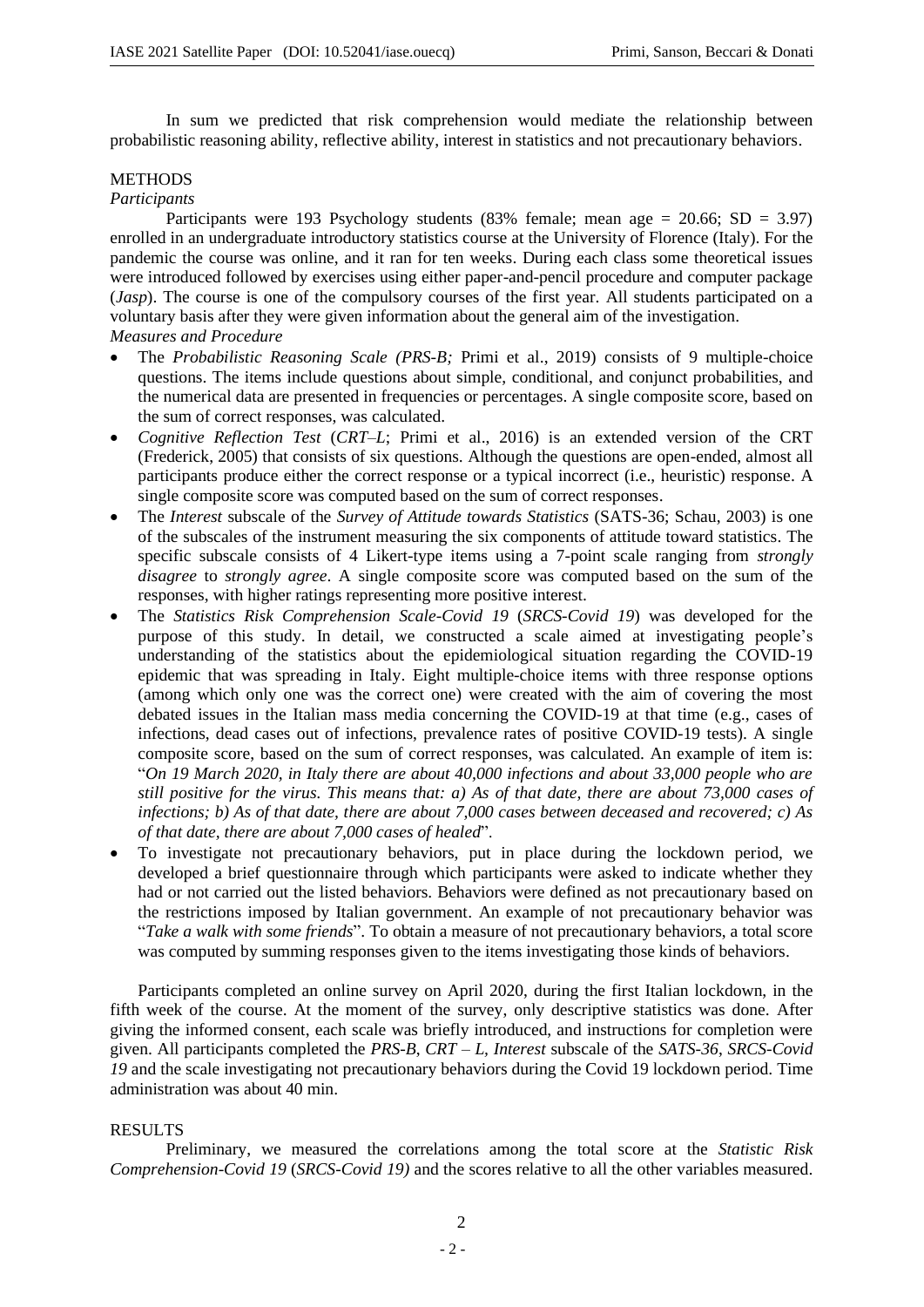In sum we predicted that risk comprehension would mediate the relationship between probabilistic reasoning ability, reflective ability, interest in statistics and not precautionary behaviors.

## METHODS

### *Participants*

Participants were 193 Psychology students (83% female; mean age = 20.66; SD = 3.97) enrolled in an undergraduate introductory statistics course at the University of Florence (Italy). For the pandemic the course was online, and it ran for ten weeks. During each class some theoretical issues were introduced followed by exercises using either paper-and-pencil procedure and computer package (*Jasp*). The course is one of the compulsory courses of the first year. All students participated on a voluntary basis after they were given information about the general aim of the investigation.

### *Measures and Procedure*

- The *Probabilistic Reasoning Scale (PRS-B;* Primi et al., 2019) consists of 9 multiple-choice questions. The items include questions about simple, conditional, and conjunct probabilities, and the numerical data are presented in frequencies or percentages. A single composite score, based on the sum of correct responses, was calculated.
- *Cognitive Reflection Test* (*CRT–L*; Primi et al., 2016) is an extended version of the CRT (Frederick, 2005) that consists of six questions. Although the questions are open-ended, almost all participants produce either the correct response or a typical incorrect (i.e., heuristic) response. A single composite score was computed based on the sum of correct responses.
- The *Interest* subscale of the *Survey of Attitude towards Statistics* (SATS-36; Schau, 2003) is one of the subscales of the instrument measuring the six components of attitude toward statistics. The specific subscale consists of 4 Likert-type items using a 7-point scale ranging from *strongly disagree* to *strongly agree*. A single composite score was computed based on the sum of the responses, with higher ratings representing more positive interest.
- The *Statistics Risk Comprehension Scale-Covid 19* (*SRCS-Covid 19*) was developed for the purpose of this study. In detail, we constructed a scale aimed at investigating people's understanding of the statistics about the epidemiological situation regarding the COVID-19 epidemic that was spreading in Italy. Eight multiple-choice items with three response options (among which only one was the correct one) were created with the aim of covering the most debated issues in the Italian mass media concerning the COVID-19 at that time (e.g., cases of infections, dead cases out of infections, prevalence rates of positive COVID-19 tests). A single composite score, based on the sum of correct responses, was calculated. An example of item is: "*On 19 March 2020, in Italy there are about 40,000 infections and about 33,000 people who are still positive for the virus. This means that: a) As of that date, there are about 73,000 cases of infections; b) As of that date, there are about 7,000 cases between deceased and recovered; c) As of that date, there are about 7,000 cases of healed*".
- To investigate not precautionary behaviors, put in place during the lockdown period, we developed a brief questionnaire through which participants were asked to indicate whether they had or not carried out the listed behaviors. Behaviors were defined as not precautionary based on the restrictions imposed by Italian government. An example of not precautionary behavior was "*Take a walk with some friends*". To obtain a measure of not precautionary behaviors, a total score was computed by summing responses given to the items investigating those kinds of behaviors.

Participants completed an online survey on April 2020, during the first Italian lockdown, in the fifth week of the course. At the moment of the survey, only descriptive statistics was done. After giving the informed consent, each scale was briefly introduced, and instructions for completion were given. All participants completed the *PRS-B*, *CRT – L, Interest* subscale of the *SATS-36, SRCS-Covid 19* and the scale investigating not precautionary behaviors during the Covid 19 lockdown period. Time administration was about 40 min.

## RESULTS

Preliminary, we measured the correlations among the total score at the *Statistic Risk Comprehension-Covid 19* (*SRCS-Covid 19)* and the scores relative to all the other variables measured.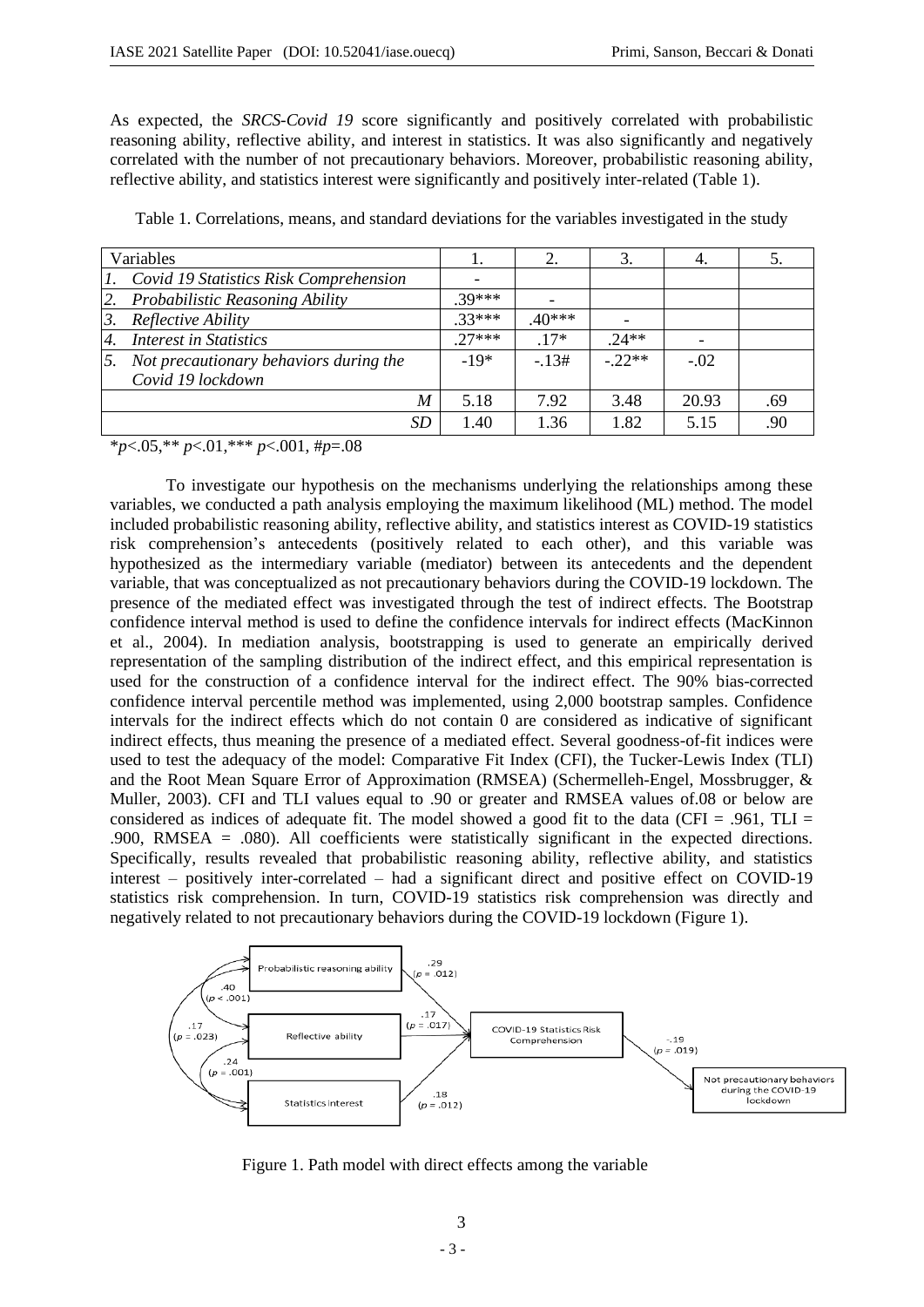As expected, the *SRCS-Covid 19* score significantly and positively correlated with probabilistic reasoning ability, reflective ability, and interest in statistics. It was also significantly and negatively correlated with the number of not precautionary behaviors. Moreover, probabilistic reasoning ability, reflective ability, and statistics interest were significantly and positively inter-related (Table 1).

Table 1. Correlations, means, and standard deviations for the variables investigated in the study

| Variables | 1. | 2. | 3. | 4. | 5. |
|---|---|---|---|---|---|
| *1. Covid 19 Statistics Risk Comprehension* | - | | | | |
| *2. Probabilistic Reasoning Ability* | .39*** | - | | | |
| *3. Reflective Ability* | .33*** | .40*** | - | | |
| *4. Interest in Statistics* | .27*** | .17* | .24** | - | |
| *5. Not precautionary behaviors during the Covid 19 lockdown* | -19* | -.13# | -.22** | -.02 | |
| *M* | 5.18 | 7.92 | 3.48 | 20.93 | .69 |
| *SD* | 1.40 | 1.36 | 1.82 | 5.15 | .90 |

\**p*<.05,\*\* *p*<.01,\*\*\* *p*<.001, #*p*=.08

To investigate our hypothesis on the mechanisms underlying the relationships among these variables, we conducted a path analysis employing the maximum likelihood (ML) method. The model included probabilistic reasoning ability, reflective ability, and statistics interest as COVID-19 statistics risk comprehension's antecedents (positively related to each other), and this variable was hypothesized as the intermediary variable (mediator) between its antecedents and the dependent variable, that was conceptualized as not precautionary behaviors during the COVID-19 lockdown. The presence of the mediated effect was investigated through the test of indirect effects. The Bootstrap confidence interval method is used to define the confidence intervals for indirect effects (MacKinnon et al., 2004). In mediation analysis, bootstrapping is used to generate an empirically derived representation of the sampling distribution of the indirect effect, and this empirical representation is used for the construction of a confidence interval for the indirect effect. The 90% bias-corrected confidence interval percentile method was implemented, using 2,000 bootstrap samples. Confidence intervals for the indirect effects which do not contain 0 are considered as indicative of significant indirect effects, thus meaning the presence of a mediated effect. Several goodness-of-fit indices were used to test the adequacy of the model: Comparative Fit Index (CFI), the Tucker-Lewis Index (TLI) and the Root Mean Square Error of Approximation (RMSEA) (Schermelleh-Engel, Mossbrugger, & Muller, 2003). CFI and TLI values equal to .90 or greater and RMSEA values of.08 or below are considered as indices of adequate fit. The model showed a good fit to the data (CFI = .961, TLI = .900, RMSEA = .080). All coefficients were statistically significant in the expected directions. Specifically, results revealed that probabilistic reasoning ability, reflective ability, and statistics interest – positively inter-correlated – had a significant direct and positive effect on COVID-19 statistics risk comprehension. In turn, COVID-19 statistics risk comprehension was directly and negatively related to not precautionary behaviors during the COVID-19 lockdown (Figure 1).

Figure 1. Path model with direct effects among the variable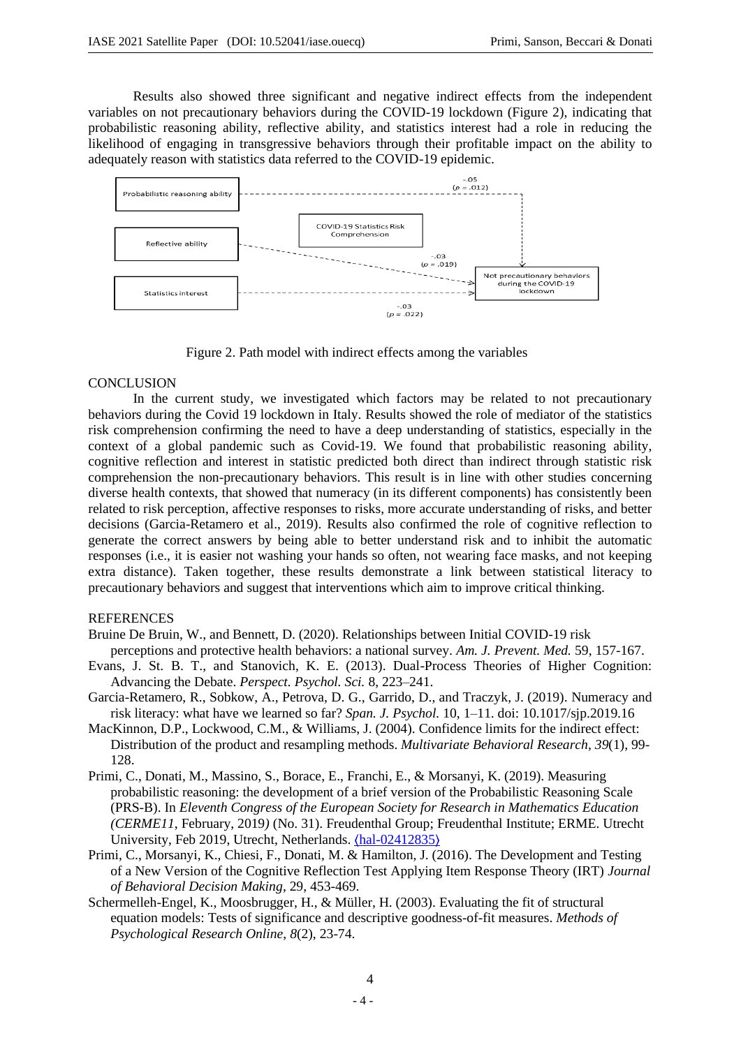Results also showed three significant and negative indirect effects from the independent variables on not precautionary behaviors during the COVID-19 lockdown (Figure 2), indicating that probabilistic reasoning ability, reflective ability, and statistics interest had a role in reducing the likelihood of engaging in transgressive behaviors through their profitable impact on the ability to adequately reason with statistics data referred to the COVID-19 epidemic.

Probabilistic reasoning ability

Reflective ability

Statistics interest

COVID-19 Statistics Risk Comprehension

Not precautionary behaviors during the COVID-19 lockdown

-.05 ($p$ = .012)

-.03 ($p$ = .019)

-.03 ($p$ = .022)

Figure 2. Path model with indirect effects among the variables

## CONCLUSION

In the current study, we investigated which factors may be related to not precautionary behaviors during the Covid 19 lockdown in Italy. Results showed the role of mediator of the statistics risk comprehension confirming the need to have a deep understanding of statistics, especially in the context of a global pandemic such as Covid-19. We found that probabilistic reasoning ability, cognitive reflection and interest in statistic predicted both direct than indirect through statistic risk comprehension the non-precautionary behaviors. This result is in line with other studies concerning diverse health contexts, that showed that numeracy (in its different components) has consistently been related to risk perception, affective responses to risks, more accurate understanding of risks, and better decisions (Garcia-Retamero et al., 2019). Results also confirmed the role of cognitive reflection to generate the correct answers by being able to better understand risk and to inhibit the automatic responses (i.e., it is easier not washing your hands so often, not wearing face masks, and not keeping extra distance). Taken together, these results demonstrate a link between statistical literacy to precautionary behaviors and suggest that interventions which aim to improve critical thinking.

## REFERENCES

Bruine De Bruin, W., and Bennett, D. (2020). Relationships between Initial COVID-19 risk perceptions and protective health behaviors: a national survey. *Am. J. Prevent. Med.* 59, 157-167.

Evans, J. St. B. T., and Stanovich, K. E. (2013). Dual-Process Theories of Higher Cognition: Advancing the Debate. *Perspect. Psychol. Sci.* 8, 223–241.

Garcia-Retamero, R., Sobkow, A., Petrova, D. G., Garrido, D., and Traczyk, J. (2019). Numeracy and risk literacy: what have we learned so far? *Span. J. Psychol.* 10, 1–11. doi: 10.1017/sjp.2019.16

MacKinnon, D.P., Lockwood, C.M., & Williams, J. (2004). Confidence limits for the indirect effect: Distribution of the product and resampling methods. *Multivariate Behavioral Research*, *39*(1), 99-128.

Primi, C., Donati, M., Massino, S., Borace, E., Franchi, E., & Morsanyi, K. (2019). Measuring probabilistic reasoning: the development of a brief version of the Probabilistic Reasoning Scale (PRS-B). In *Eleventh Congress of the European Society for Research in Mathematics Education (CERME11*, February, 2019*)* (No. 31). Freudenthal Group; Freudenthal Institute; ERME. Utrecht University, Feb 2019, Utrecht, Netherlands. ⟨hal-02412835⟩

Primi, C., Morsanyi, K., Chiesi, F., Donati, M. & Hamilton, J. (2016). The Development and Testing of a New Version of the Cognitive Reflection Test Applying Item Response Theory (IRT) *Journal of Behavioral Decision Making*, 29, 453-469.

Schermelleh-Engel, K., Moosbrugger, H., & Müller, H. (2003). Evaluating the fit of structural equation models: Tests of significance and descriptive goodness-of-fit measures. *Methods of Psychological Research Online*, *8*(2), 23-74.